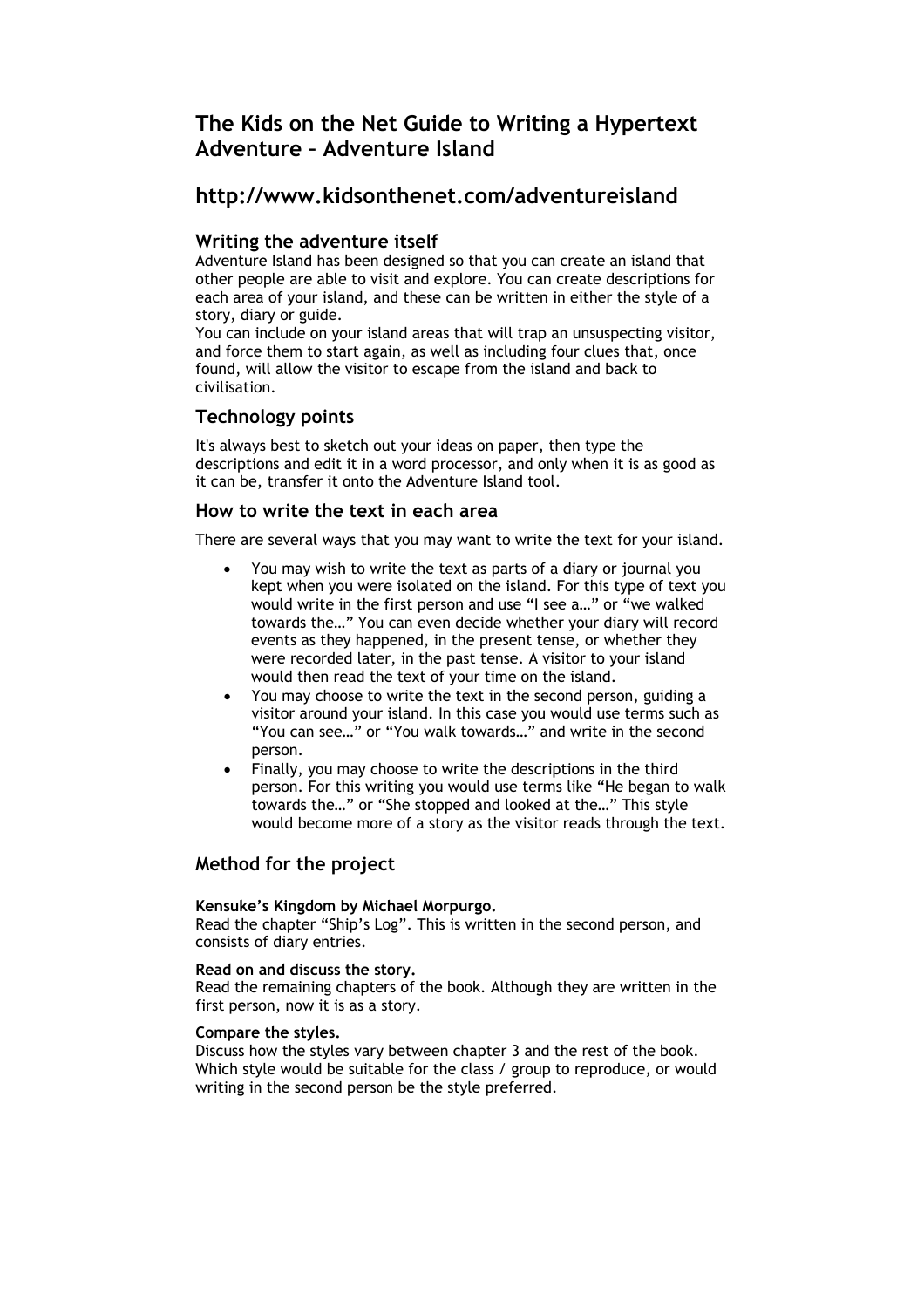# The Kids on the Net Guide to Writing a Hypertext Adventure – Adventure Island

# http://www.kidsonthenet.com/adventureisland

### Writing the adventure itself

Adventure Island has been designed so that you can create an island that other people are able to visit and explore. You can create descriptions for each area of your island, and these can be written in either the style of a story, diary or guide.

You can include on your island areas that will trap an unsuspecting visitor, and force them to start again, as well as including four clues that, once found, will allow the visitor to escape from the island and back to civilisation.

### Technology points

It's always best to sketch out your ideas on paper, then type the descriptions and edit it in a word processor, and only when it is as good as it can be, transfer it onto the Adventure Island tool.

### How to write the text in each area

There are several ways that you may want to write the text for your island.

- You may wish to write the text as parts of a diary or journal you kept when you were isolated on the island. For this type of text you would write in the first person and use "I see a…" or "we walked towards the…" You can even decide whether your diary will record events as they happened, in the present tense, or whether they were recorded later, in the past tense. A visitor to your island would then read the text of your time on the island.
- You may choose to write the text in the second person, guiding a visitor around your island. In this case you would use terms such as "You can see…" or "You walk towards…" and write in the second person.
- Finally, you may choose to write the descriptions in the third person. For this writing you would use terms like "He began to walk towards the…" or "She stopped and looked at the…" This style would become more of a story as the visitor reads through the text.

### Method for the project

**Kensuke's Kingdom by Michael Morpurgo.**
Read the chapter "Ship's Log". This is written in the second person, and consists of diary entries.

**Read on and discuss the story.**
Read the remaining chapters of the book. Although they are written in the first person, now it is as a story.

**Compare the styles.**
Discuss how the styles vary between chapter 3 and the rest of the book. Which style would be suitable for the class / group to reproduce, or would writing in the second person be the style preferred.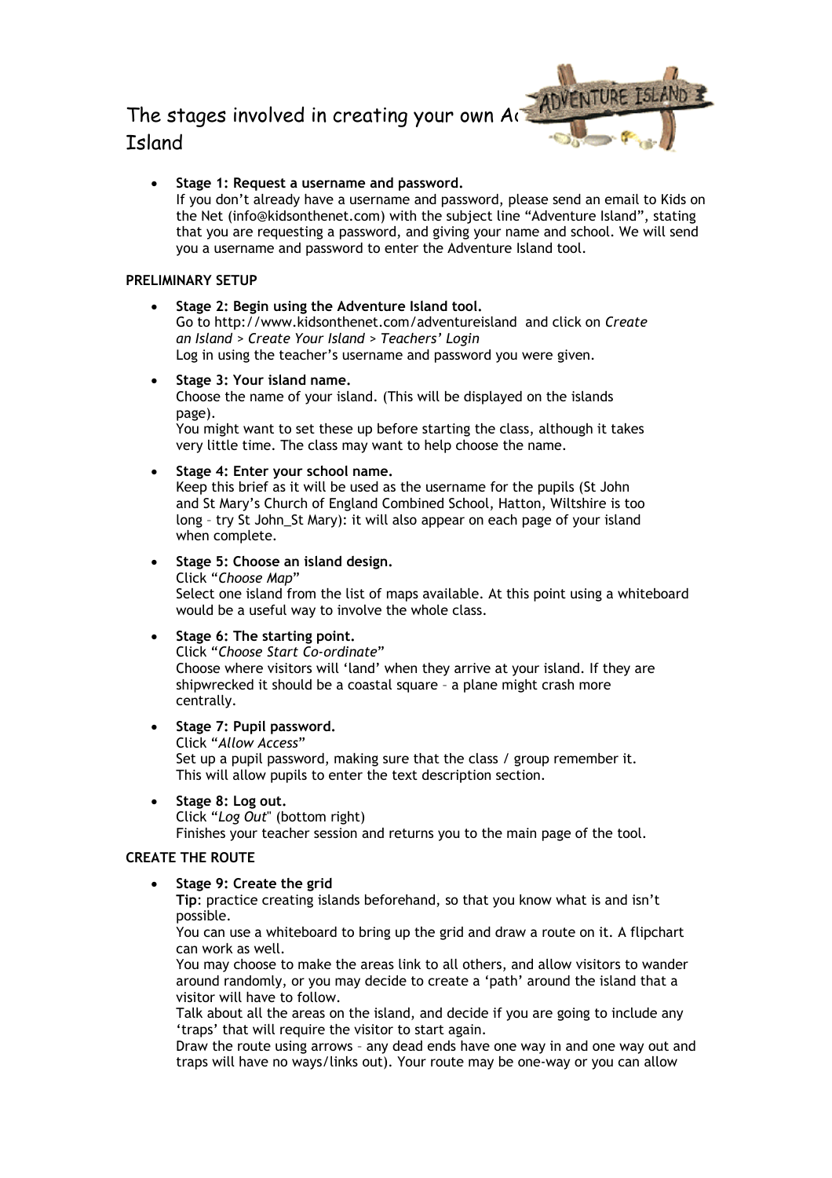The stages involved in creating your own Adventure Island

- **Stage 1: Request a username and password.**
If you don't already have a username and password, please send an email to Kids on the Net (info@kidsonthenet.com) with the subject line "Adventure Island", stating that you are requesting a password, and giving your name and school. We will send you a username and password to enter the Adventure Island tool.

**PRELIMINARY SETUP**

- **Stage 2: Begin using the Adventure Island tool.**
Go to http://www.kidsonthenet.com/adventureisland and click on *Create an Island > Create Your Island > Teachers' Login*
Log in using the teacher's username and password you were given.

- **Stage 3: Your island name.**
Choose the name of your island. (This will be displayed on the islands page).
You might want to set these up before starting the class, although it takes very little time. The class may want to help choose the name.

- **Stage 4: Enter your school name.**
Keep this brief as it will be used as the username for the pupils (St John and St Mary's Church of England Combined School, Hatton, Wiltshire is too long – try St John_St Mary): it will also appear on each page of your island when complete.

- **Stage 5: Choose an island design.**
Click "*Choose Map*"
Select one island from the list of maps available. At this point using a whiteboard would be a useful way to involve the whole class.

- **Stage 6: The starting point.**
Click "*Choose Start Co-ordinate*"
Choose where visitors will 'land' when they arrive at your island. If they are shipwrecked it should be a coastal square – a plane might crash more centrally.

- **Stage 7: Pupil password.**
Click "*Allow Access*"
Set up a pupil password, making sure that the class / group remember it. This will allow pupils to enter the text description section.

- **Stage 8: Log out.**
Click "*Log Out*" (bottom right)
Finishes your teacher session and returns you to the main page of the tool.

**CREATE THE ROUTE**

- **Stage 9: Create the grid**
**Tip**: practice creating islands beforehand, so that you know what is and isn't possible.
You can use a whiteboard to bring up the grid and draw a route on it. A flipchart can work as well.
You may choose to make the areas link to all others, and allow visitors to wander around randomly, or you may decide to create a 'path' around the island that a visitor will have to follow.
Talk about all the areas on the island, and decide if you are going to include any 'traps' that will require the visitor to start again.
Draw the route using arrows – any dead ends have one way in and one way out and traps will have no ways/links out). Your route may be one-way or you can allow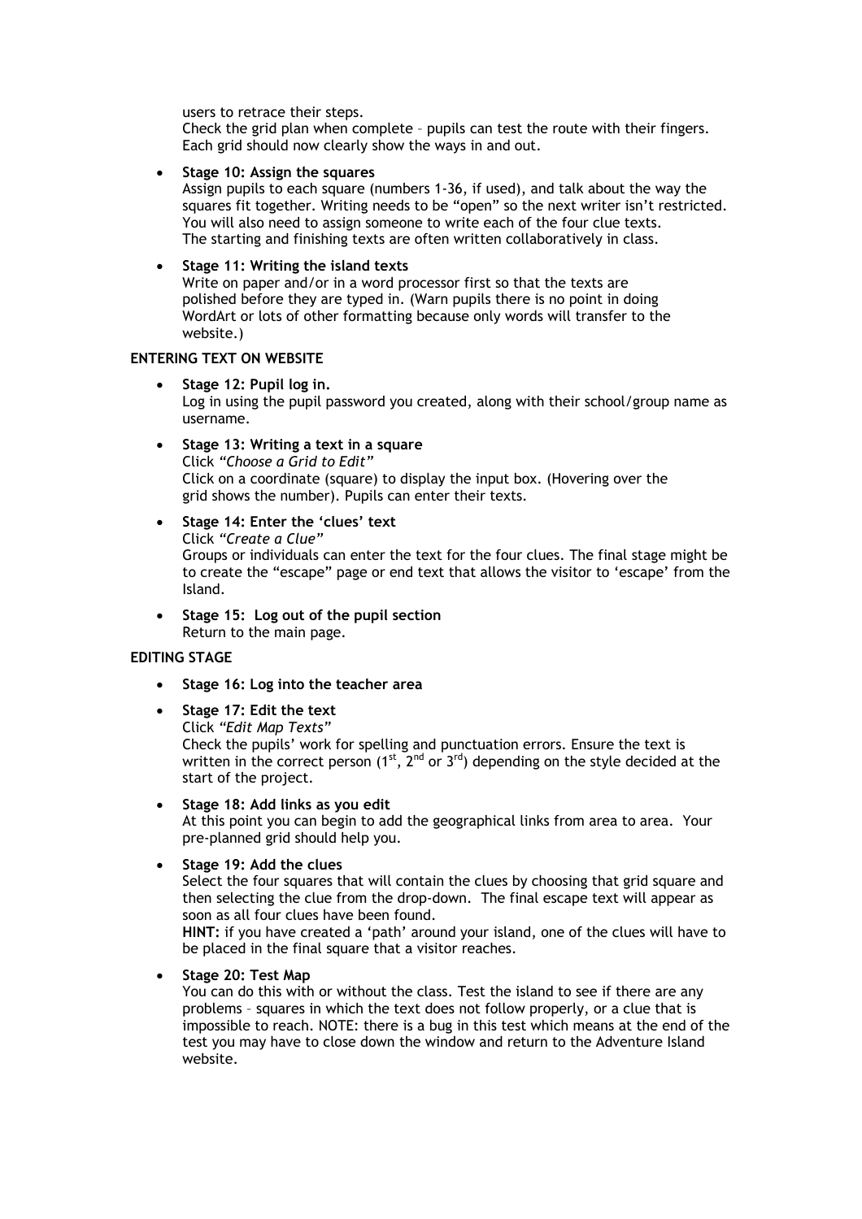users to retrace their steps.
Check the grid plan when complete – pupils can test the route with their fingers. Each grid should now clearly show the ways in and out.

- **Stage 10: Assign the squares**
  Assign pupils to each square (numbers 1-36, if used), and talk about the way the squares fit together. Writing needs to be "open" so the next writer isn't restricted. You will also need to assign someone to write each of the four clue texts. The starting and finishing texts are often written collaboratively in class.

- **Stage 11: Writing the island texts**
  Write on paper and/or in a word processor first so that the texts are polished before they are typed in. (Warn pupils there is no point in doing WordArt or lots of other formatting because only words will transfer to the website.)

**ENTERING TEXT ON WEBSITE**

- **Stage 12: Pupil log in.**
  Log in using the pupil password you created, along with their school/group name as username.

- **Stage 13: Writing a text in a square**
  Click *"Choose a Grid to Edit"*
  Click on a coordinate (square) to display the input box. (Hovering over the grid shows the number). Pupils can enter their texts.

- **Stage 14: Enter the 'clues' text**
  Click *"Create a Clue"*
  Groups or individuals can enter the text for the four clues. The final stage might be to create the "escape" page or end text that allows the visitor to 'escape' from the Island.

- **Stage 15: Log out of the pupil section**
  Return to the main page.

**EDITING STAGE**

- **Stage 16: Log into the teacher area**

- **Stage 17: Edit the text**
  Click *"Edit Map Texts"*
  Check the pupils' work for spelling and punctuation errors. Ensure the text is written in the correct person (1st, 2nd or 3rd) depending on the style decided at the start of the project.

- **Stage 18: Add links as you edit**
  At this point you can begin to add the geographical links from area to area. Your pre-planned grid should help you.

- **Stage 19: Add the clues**
  Select the four squares that will contain the clues by choosing that grid square and then selecting the clue from the drop-down. The final escape text will appear as soon as all four clues have been found.
  **HINT:** if you have created a 'path' around your island, one of the clues will have to be placed in the final square that a visitor reaches.

- **Stage 20: Test Map**
  You can do this with or without the class. Test the island to see if there are any problems – squares in which the text does not follow properly, or a clue that is impossible to reach. NOTE: there is a bug in this test which means at the end of the test you may have to close down the window and return to the Adventure Island website.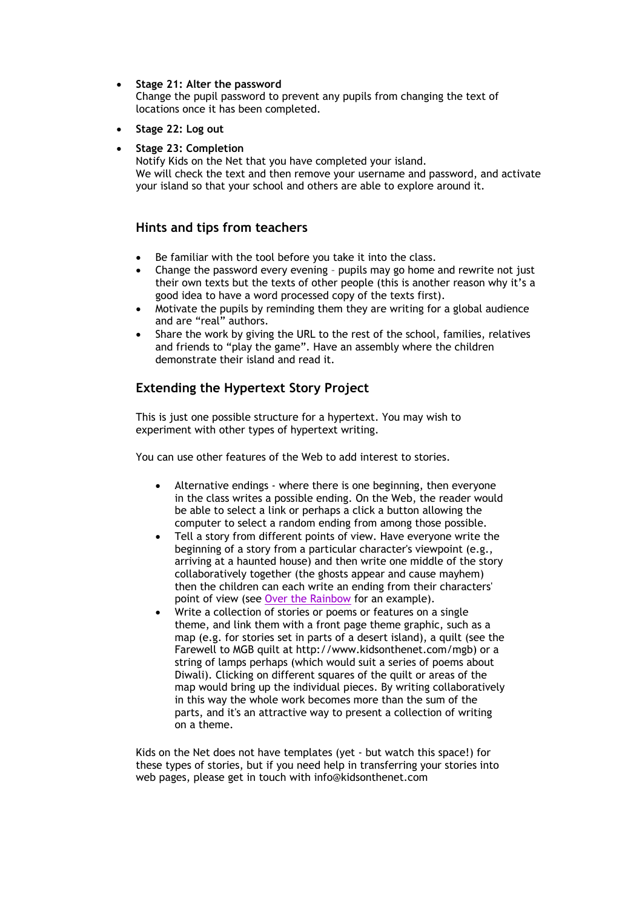- **Stage 21: Alter the password**
  Change the pupil password to prevent any pupils from changing the text of locations once it has been completed.
- **Stage 22: Log out**
- **Stage 23: Completion**
  Notify Kids on the Net that you have completed your island.
  We will check the text and then remove your username and password, and activate your island so that your school and others are able to explore around it.

## Hints and tips from teachers

- Be familiar with the tool before you take it into the class.
- Change the password every evening – pupils may go home and rewrite not just their own texts but the texts of other people (this is another reason why it's a good idea to have a word processed copy of the texts first).
- Motivate the pupils by reminding them they are writing for a global audience and are "real" authors.
- Share the work by giving the URL to the rest of the school, families, relatives and friends to "play the game". Have an assembly where the children demonstrate their island and read it.

## Extending the Hypertext Story Project

This is just one possible structure for a hypertext. You may wish to experiment with other types of hypertext writing.

You can use other features of the Web to add interest to stories.

- Alternative endings - where there is one beginning, then everyone in the class writes a possible ending. On the Web, the reader would be able to select a link or perhaps a click a button allowing the computer to select a random ending from among those possible.
- Tell a story from different points of view. Have everyone write the beginning of a story from a particular character's viewpoint (e.g., arriving at a haunted house) and then write one middle of the story collaboratively together (the ghosts appear and cause mayhem) then the children can each write an ending from their characters' point of view (see Over the Rainbow for an example).
- Write a collection of stories or poems or features on a single theme, and link them with a front page theme graphic, such as a map (e.g. for stories set in parts of a desert island), a quilt (see the Farewell to MGB quilt at http://www.kidsonthenet.com/mgb) or a string of lamps perhaps (which would suit a series of poems about Diwali). Clicking on different squares of the quilt or areas of the map would bring up the individual pieces. By writing collaboratively in this way the whole work becomes more than the sum of the parts, and it's an attractive way to present a collection of writing on a theme.

Kids on the Net does not have templates (yet - but watch this space!) for these types of stories, but if you need help in transferring your stories into web pages, please get in touch with info@kidsonthenet.com